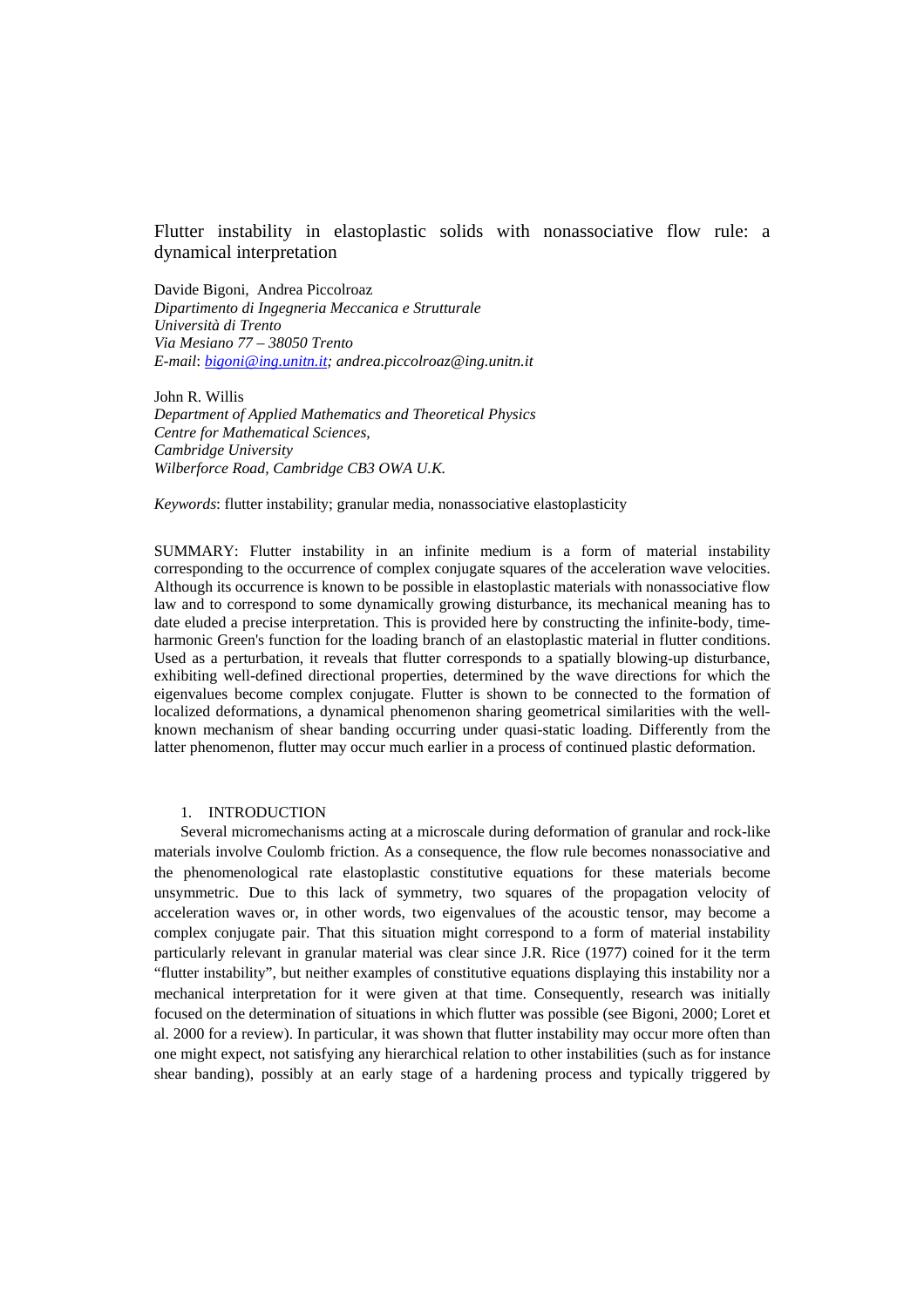# Flutter instability in elastoplastic solids with nonassociative flow rule: a dynamical interpretation

Davide Bigoni, Andrea Piccolroaz
*Dipartimento di Ingegneria Meccanica e Strutturale*
*Università di Trento*
*Via Mesiano 77 – 38050 Trento*
*E-mail*: *bigoni@ing.unitn.it; andrea.piccolroaz@ing.unitn.it*

John R. Willis
*Department of Applied Mathematics and Theoretical Physics*
*Centre for Mathematical Sciences,*
*Cambridge University*
*Wilberforce Road, Cambridge CB3 OWA U.K.*

*Keywords*: flutter instability; granular media, nonassociative elastoplasticity

SUMMARY: Flutter instability in an infinite medium is a form of material instability corresponding to the occurrence of complex conjugate squares of the acceleration wave velocities. Although its occurrence is known to be possible in elastoplastic materials with nonassociative flow law and to correspond to some dynamically growing disturbance, its mechanical meaning has to date eluded a precise interpretation. This is provided here by constructing the infinite-body, time-harmonic Green's function for the loading branch of an elastoplastic material in flutter conditions. Used as a perturbation, it reveals that flutter corresponds to a spatially blowing-up disturbance, exhibiting well-defined directional properties, determined by the wave directions for which the eigenvalues become complex conjugate. Flutter is shown to be connected to the formation of localized deformations, a dynamical phenomenon sharing geometrical similarities with the well-known mechanism of shear banding occurring under quasi-static loading. Differently from the latter phenomenon, flutter may occur much earlier in a process of continued plastic deformation.

## 1. INTRODUCTION

Several micromechanisms acting at a microscale during deformation of granular and rock-like materials involve Coulomb friction. As a consequence, the flow rule becomes nonassociative and the phenomenological rate elastoplastic constitutive equations for these materials become unsymmetric. Due to this lack of symmetry, two squares of the propagation velocity of acceleration waves or, in other words, two eigenvalues of the acoustic tensor, may become a complex conjugate pair. That this situation might correspond to a form of material instability particularly relevant in granular material was clear since J.R. Rice (1977) coined for it the term "flutter instability", but neither examples of constitutive equations displaying this instability nor a mechanical interpretation for it were given at that time. Consequently, research was initially focused on the determination of situations in which flutter was possible (see Bigoni, 2000; Loret et al. 2000 for a review). In particular, it was shown that flutter instability may occur more often than one might expect, not satisfying any hierarchical relation to other instabilities (such as for instance shear banding), possibly at an early stage of a hardening process and typically triggered by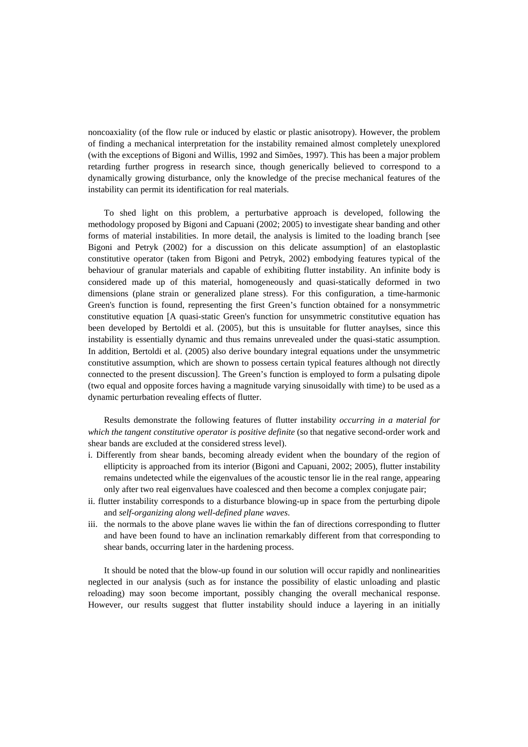noncoaxiality (of the flow rule or induced by elastic or plastic anisotropy). However, the problem of finding a mechanical interpretation for the instability remained almost completely unexplored (with the exceptions of Bigoni and Willis, 1992 and Simões, 1997). This has been a major problem retarding further progress in research since, though generically believed to correspond to a dynamically growing disturbance, only the knowledge of the precise mechanical features of the instability can permit its identification for real materials.

To shed light on this problem, a perturbative approach is developed, following the methodology proposed by Bigoni and Capuani (2002; 2005) to investigate shear banding and other forms of material instabilities. In more detail, the analysis is limited to the loading branch [see Bigoni and Petryk (2002) for a discussion on this delicate assumption] of an elastoplastic constitutive operator (taken from Bigoni and Petryk, 2002) embodying features typical of the behaviour of granular materials and capable of exhibiting flutter instability. An infinite body is considered made up of this material, homogeneously and quasi-statically deformed in two dimensions (plane strain or generalized plane stress). For this configuration, a time-harmonic Green's function is found, representing the first Green's function obtained for a nonsymmetric constitutive equation [A quasi-static Green's function for unsymmetric constitutive equation has been developed by Bertoldi et al. (2005), but this is unsuitable for flutter anaylses, since this instability is essentially dynamic and thus remains unrevealed under the quasi-static assumption. In addition, Bertoldi et al. (2005) also derive boundary integral equations under the unsymmetric constitutive assumption, which are shown to possess certain typical features although not directly connected to the present discussion]. The Green's function is employed to form a pulsating dipole (two equal and opposite forces having a magnitude varying sinusoidally with time) to be used as a dynamic perturbation revealing effects of flutter.

Results demonstrate the following features of flutter instability *occurring in a material for which the tangent constitutive operator is positive definite* (so that negative second-order work and shear bands are excluded at the considered stress level).

i. Differently from shear bands, becoming already evident when the boundary of the region of ellipticity is approached from its interior (Bigoni and Capuani, 2002; 2005), flutter instability remains undetected while the eigenvalues of the acoustic tensor lie in the real range, appearing only after two real eigenvalues have coalesced and then become a complex conjugate pair;
ii. flutter instability corresponds to a disturbance blowing-up in space from the perturbing dipole and *self-organizing along well-defined plane waves.*
iii. the normals to the above plane waves lie within the fan of directions corresponding to flutter and have been found to have an inclination remarkably different from that corresponding to shear bands, occurring later in the hardening process.

It should be noted that the blow-up found in our solution will occur rapidly and nonlinearities neglected in our analysis (such as for instance the possibility of elastic unloading and plastic reloading) may soon become important, possibly changing the overall mechanical response. However, our results suggest that flutter instability should induce a layering in an initially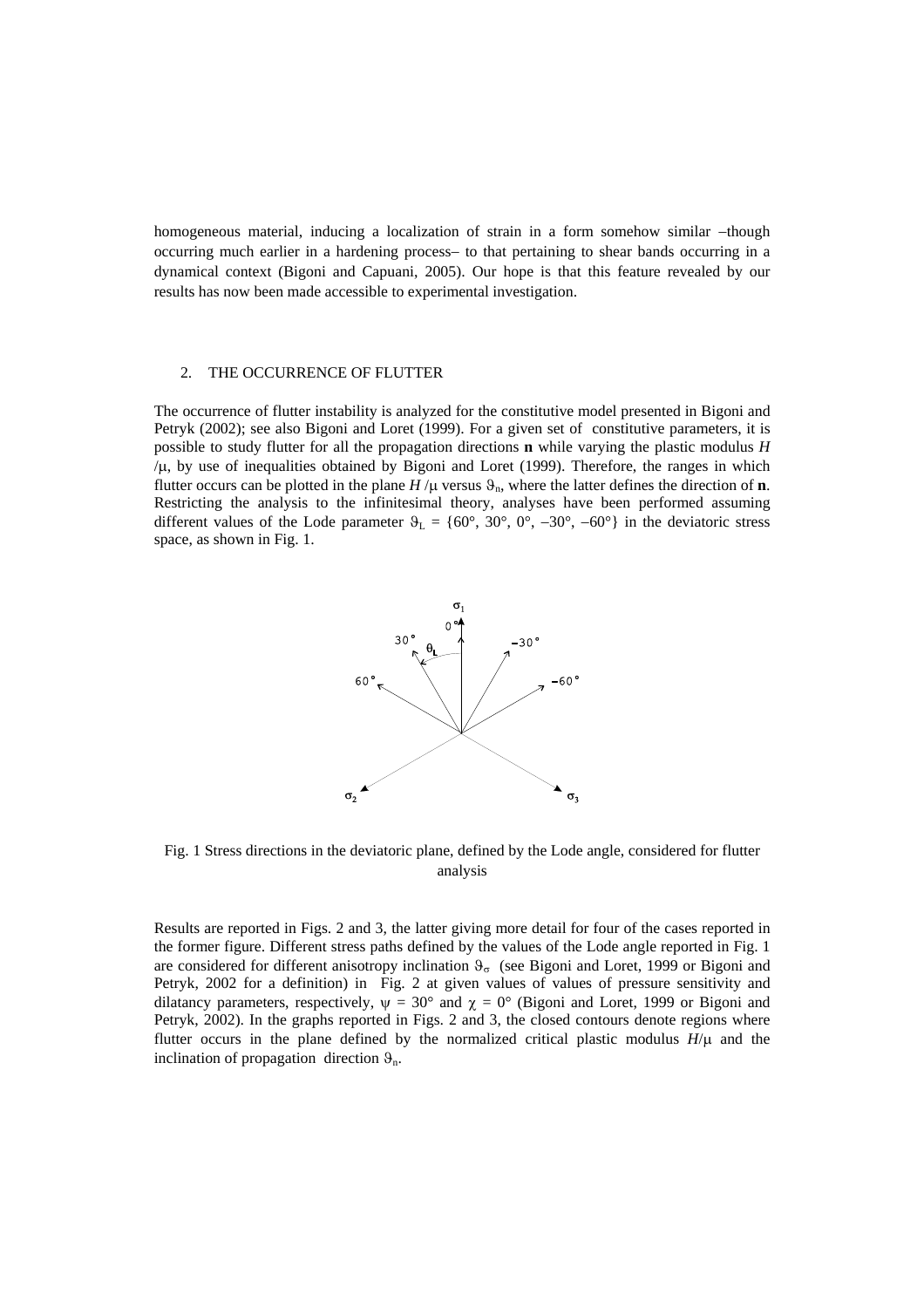homogeneous material, inducing a localization of strain in a form somehow similar –though occurring much earlier in a hardening process– to that pertaining to shear bands occurring in a dynamical context (Bigoni and Capuani, 2005). Our hope is that this feature revealed by our results has now been made accessible to experimental investigation.

## 2. THE OCCURRENCE OF FLUTTER

The occurrence of flutter instability is analyzed for the constitutive model presented in Bigoni and Petryk (2002); see also Bigoni and Loret (1999). For a given set of constitutive parameters, it is possible to study flutter for all the propagation directions **n** while varying the plastic modulus $H/\mu$, by use of inequalities obtained by Bigoni and Loret (1999). Therefore, the ranges in which flutter occurs can be plotted in the plane $H/\mu$ versus $\vartheta_n$, where the latter defines the direction of **n**. Restricting the analysis to the infinitesimal theory, analyses have been performed assuming different values of the Lode parameter $\vartheta_L = \{60°, 30°, 0°, -30°, -60°\}$ in the deviatoric stress space, as shown in Fig. 1.

$\sigma_1$

0°

30°

$\theta_L$

-30°

60°

-60°

$\sigma_2$

$\sigma_3$

Fig. 1 Stress directions in the deviatoric plane, defined by the Lode angle, considered for flutter analysis

Results are reported in Figs. 2 and 3, the latter giving more detail for four of the cases reported in the former figure. Different stress paths defined by the values of the Lode angle reported in Fig. 1 are considered for different anisotropy inclination $\vartheta_\sigma$ (see Bigoni and Loret, 1999 or Bigoni and Petryk, 2002 for a definition) in Fig. 2 at given values of values of pressure sensitivity and dilatancy parameters, respectively, $\psi = 30°$ and $\chi = 0°$ (Bigoni and Loret, 1999 or Bigoni and Petryk, 2002). In the graphs reported in Figs. 2 and 3, the closed contours denote regions where flutter occurs in the plane defined by the normalized critical plastic modulus $H/\mu$ and the inclination of propagation direction $\vartheta_n$.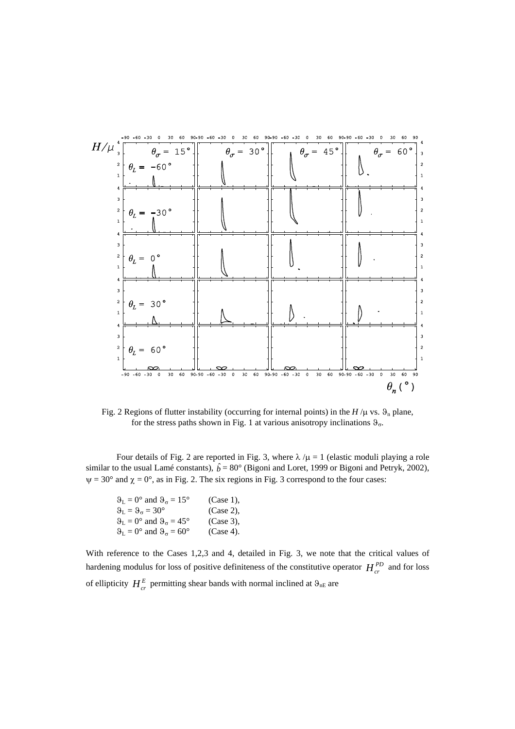Fig. 2 Regions of flutter instability (occurring for internal points) in the $H/\mu$ vs. $\vartheta_n$ plane, for the stress paths shown in Fig. 1 at various anisotropy inclinations $\vartheta_\sigma$.

Four details of Fig. 2 are reported in Fig. 3, where $\lambda/\mu = 1$ (elastic moduli playing a role similar to the usual Lamé constants), $\hat{b} = 80°$ (Bigoni and Loret, 1999 or Bigoni and Petryk, 2002), $\psi = 30°$ and $\chi = 0°$, as in Fig. 2. The six regions in Fig. 3 correspond to the four cases:

$\vartheta_L = 0°$ and $\vartheta_\sigma = 15°$ (Case 1),
$\vartheta_L = \vartheta_\sigma = 30°$ (Case 2),
$\vartheta_L = 0°$ and $\vartheta_\sigma = 45°$ (Case 3),
$\vartheta_L = 0°$ and $\vartheta_\sigma = 60°$ (Case 4).

With reference to the Cases 1,2,3 and 4, detailed in Fig. 3, we note that the critical values of hardening modulus for loss of positive definiteness of the constitutive operator $H_{cr}^{PD}$ and for loss of ellipticity $H_{cr}^{E}$ permitting shear bands with normal inclined at $\vartheta_{nE}$ are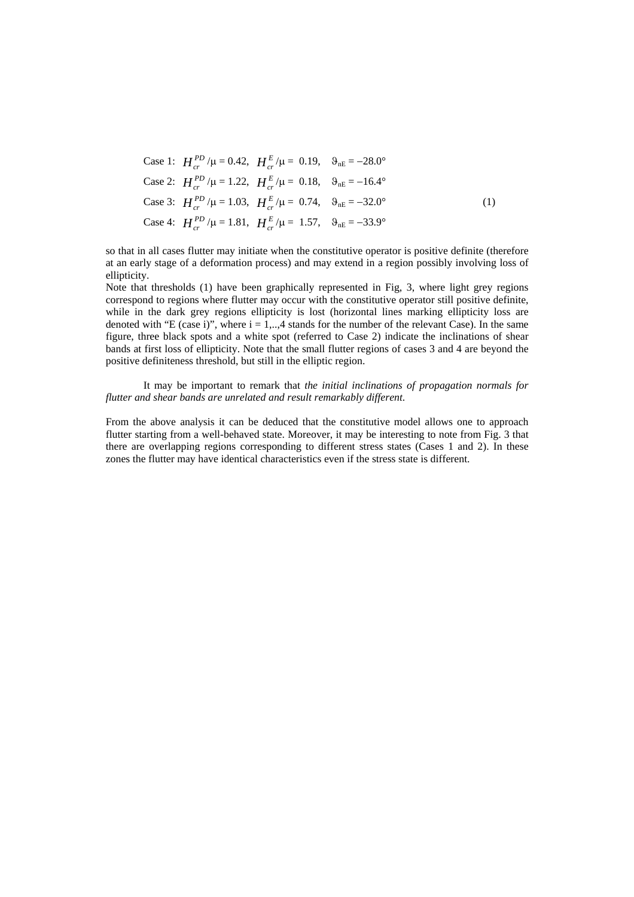$$
\begin{aligned}
&\text{Case 1: } H_{cr}^{PD}/\mu = 0.42, \quad H_{cr}^{E}/\mu = 0.19, \quad \vartheta_{nE} = -28.0° \\
&\text{Case 2: } H_{cr}^{PD}/\mu = 1.22, \quad H_{cr}^{E}/\mu = 0.18, \quad \vartheta_{nE} = -16.4° \\
&\text{Case 3: } H_{cr}^{PD}/\mu = 1.03, \quad H_{cr}^{E}/\mu = 0.74, \quad \vartheta_{nE} = -32.0° \\
&\text{Case 4: } H_{cr}^{PD}/\mu = 1.81, \quad H_{cr}^{E}/\mu = 1.57, \quad \vartheta_{nE} = -33.9°
\end{aligned}
\tag{1}
$$

so that in all cases flutter may initiate when the constitutive operator is positive definite (therefore at an early stage of a deformation process) and may extend in a region possibly involving loss of ellipticity.

Note that thresholds (1) have been graphically represented in Fig, 3, where light grey regions correspond to regions where flutter may occur with the constitutive operator still positive definite, while in the dark grey regions ellipticity is lost (horizontal lines marking ellipticity loss are denoted with "E (case i)", where i = 1,..,4 stands for the number of the relevant Case). In the same figure, three black spots and a white spot (referred to Case 2) indicate the inclinations of shear bands at first loss of ellipticity. Note that the small flutter regions of cases 3 and 4 are beyond the positive definiteness threshold, but still in the elliptic region.

It may be important to remark that *the initial inclinations of propagation normals for flutter and shear bands are unrelated and result remarkably different.*

From the above analysis it can be deduced that the constitutive model allows one to approach flutter starting from a well-behaved state. Moreover, it may be interesting to note from Fig. 3 that there are overlapping regions corresponding to different stress states (Cases 1 and 2). In these zones the flutter may have identical characteristics even if the stress state is different.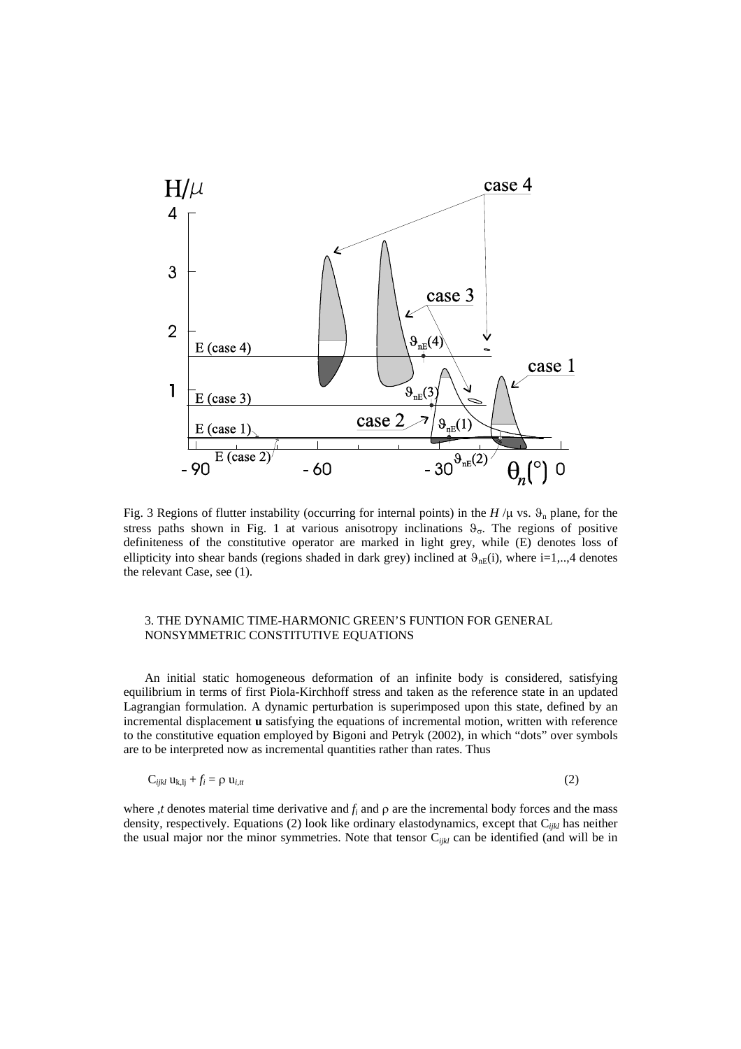H/μ

case 4

4

3

case 3

2

$\vartheta_{nE}(4)$

E (case 4)

case 1

1

$\vartheta_{nE}(3)$

E (case 3)

case 2

$\vartheta_{nE}(1)$

E (case 1)

E (case 2)

$\vartheta_{nE}(2)$

- 90

- 60

- 30

$\theta_n(°)$

0

Fig. 3 Regions of flutter instability (occurring for internal points) in the $H/\mu$ vs. $\vartheta_n$ plane, for the stress paths shown in Fig. 1 at various anisotropy inclinations $\vartheta_\sigma$. The regions of positive definiteness of the constitutive operator are marked in light grey, while (E) denotes loss of ellipticity into shear bands (regions shaded in dark grey) inclined at $\vartheta_{nE}(i)$, where i=1,..,4 denotes the relevant Case, see (1).

## 3. THE DYNAMIC TIME-HARMONIC GREEN'S FUNTION FOR GENERAL NONSYMMETRIC CONSTITUTIVE EQUATIONS

An initial static homogeneous deformation of an infinite body is considered, satisfying equilibrium in terms of first Piola-Kirchhoff stress and taken as the reference state in an updated Lagrangian formulation. A dynamic perturbation is superimposed upon this state, defined by an incremental displacement **u** satisfying the equations of incremental motion, written with reference to the constitutive equation employed by Bigoni and Petryk (2002), in which "dots" over symbols are to be interpreted now as incremental quantities rather than rates. Thus

$$C_{ijkl}\, u_{k,lj} + f_i = \rho\, u_{i,tt} \tag{2}$$

where $,t$ denotes material time derivative and $f_i$ and $\rho$ are the incremental body forces and the mass density, respectively. Equations (2) look like ordinary elastodynamics, except that $C_{ijkl}$ has neither the usual major nor the minor symmetries. Note that tensor $C_{ijkl}$ can be identified (and will be in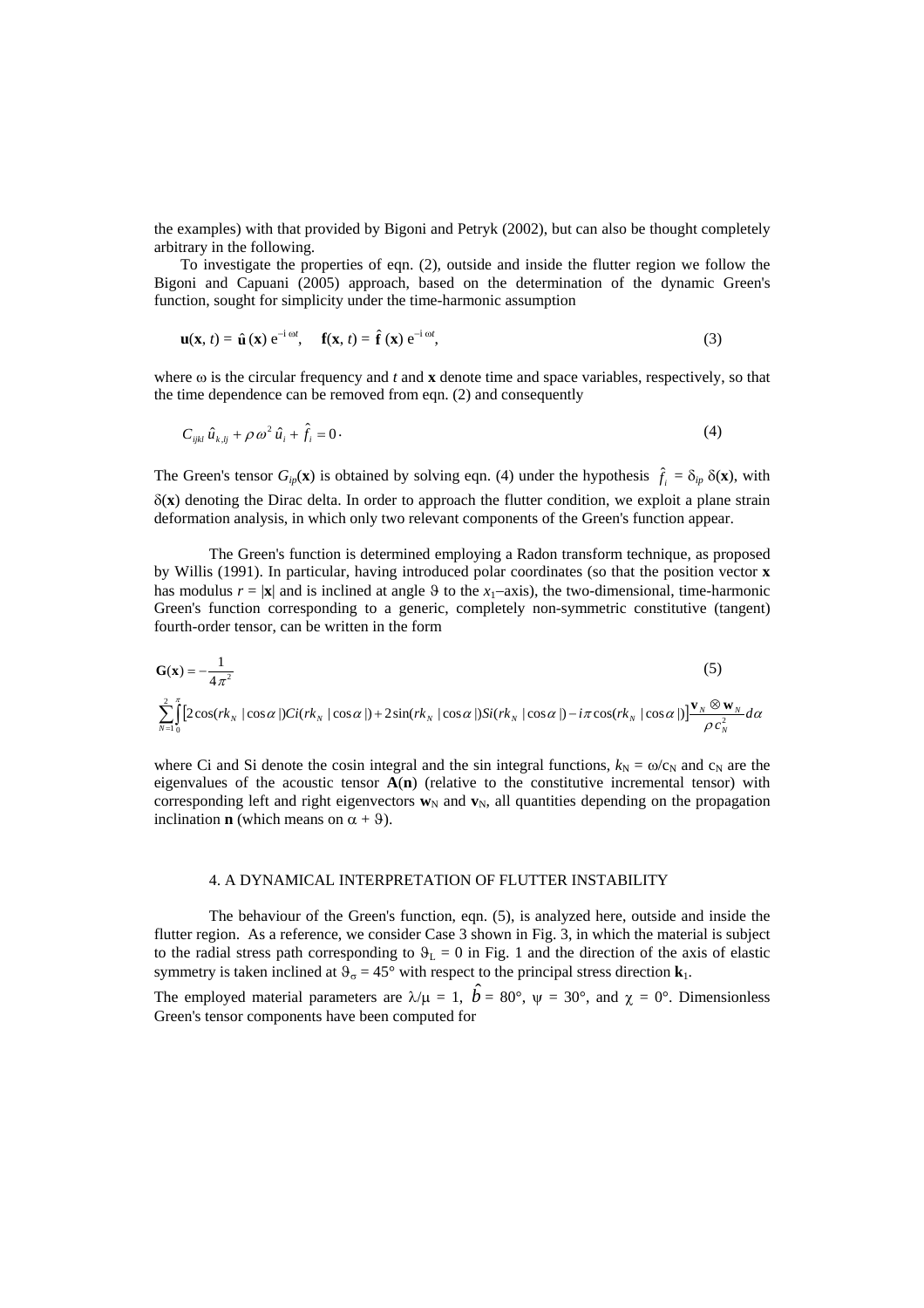the examples) with that provided by Bigoni and Petryk (2002), but can also be thought completely arbitrary in the following.

To investigate the properties of eqn. (2), outside and inside the flutter region we follow the Bigoni and Capuani (2005) approach, based on the determination of the dynamic Green's function, sought for simplicity under the time-harmonic assumption

$$\mathbf{u}(\mathbf{x}, t) = \hat{\mathbf{u}}(\mathbf{x})\, e^{-i\,\omega t}, \quad \mathbf{f}(\mathbf{x}, t) = \hat{\mathbf{f}}(\mathbf{x})\, e^{-i\,\omega t}, \tag{3}$$

where $\omega$ is the circular frequency and $t$ and $\mathbf{x}$ denote time and space variables, respectively, so that the time dependence can be removed from eqn. (2) and consequently

$$C_{ijkl}\, \hat{u}_{k,lj} + \rho\, \omega^2\, \hat{u}_i + \hat{f}_i = 0\,. \tag{4}$$

The Green's tensor $G_{ip}(\mathbf{x})$ is obtained by solving eqn. (4) under the hypothesis $\hat{f}_i = \delta_{ip}\, \delta(\mathbf{x})$, with $\delta(\mathbf{x})$ denoting the Dirac delta. In order to approach the flutter condition, we exploit a plane strain deformation analysis, in which only two relevant components of the Green's function appear.

The Green's function is determined employing a Radon transform technique, as proposed by Willis (1991). In particular, having introduced polar coordinates (so that the position vector $\mathbf{x}$ has modulus $r = |\mathbf{x}|$ and is inclined at angle $\vartheta$ to the $x_1$–axis), the two-dimensional, time-harmonic Green's function corresponding to a generic, completely non-symmetric constitutive (tangent) fourth-order tensor, can be written in the form

$$\mathbf{G}(\mathbf{x}) = -\frac{1}{4\pi^2} \tag{5}$$

$$\sum_{N=1}^{2}\int_0^{\pi}\left[2\cos(rk_N\,|\cos\alpha|)Ci(rk_N\,|\cos\alpha|) + 2\sin(rk_N\,|\cos\alpha|)Si(rk_N\,|\cos\alpha|) - i\pi\cos(rk_N\,|\cos\alpha|)\right]\frac{\mathbf{v}_N \otimes \mathbf{w}_N}{\rho\, c_N^2}\, d\alpha$$

where Ci and Si denote the cosin integral and the sin integral functions, $k_N = \omega/c_N$ and $c_N$ are the eigenvalues of the acoustic tensor $\mathbf{A}(\mathbf{n})$ (relative to the constitutive incremental tensor) with corresponding left and right eigenvectors $\mathbf{w}_N$ and $\mathbf{v}_N$, all quantities depending on the propagation inclination $\mathbf{n}$ (which means on $\alpha + \vartheta$).

## 4. A DYNAMICAL INTERPRETATION OF FLUTTER INSTABILITY

The behaviour of the Green's function, eqn. (5), is analyzed here, outside and inside the flutter region. As a reference, we consider Case 3 shown in Fig. 3, in which the material is subject to the radial stress path corresponding to $\vartheta_L = 0$ in Fig. 1 and the direction of the axis of elastic symmetry is taken inclined at $\vartheta_\sigma = 45°$ with respect to the principal stress direction $\mathbf{k}_1$.

The employed material parameters are $\lambda/\mu = 1$, $\hat{b} = 80°$, $\psi = 30°$, and $\chi = 0°$. Dimensionless Green's tensor components have been computed for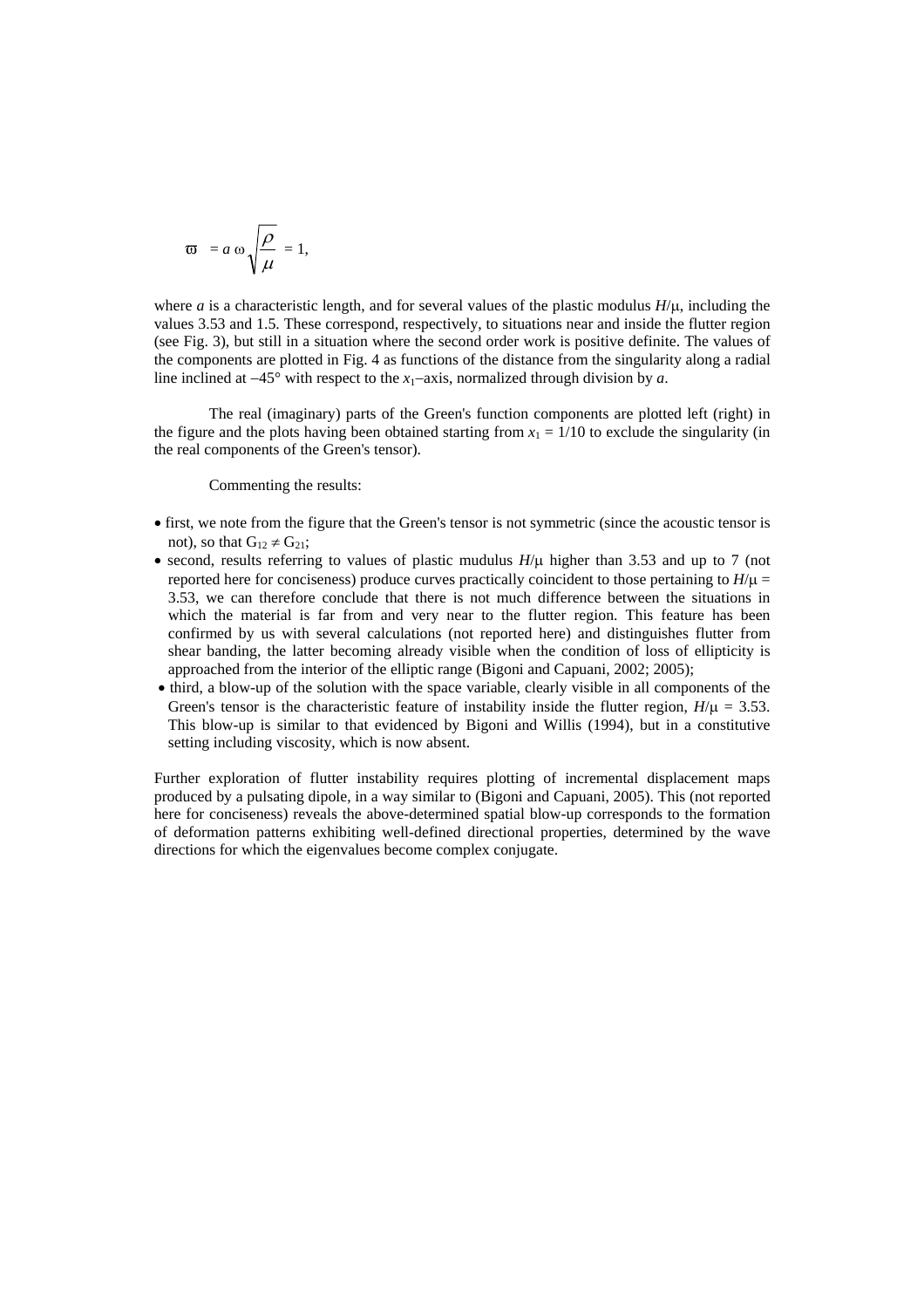$$\varpi = a\,\omega\sqrt{\frac{\rho}{\mu}} = 1,$$

where $a$ is a characteristic length, and for several values of the plastic modulus $H/\mu$, including the values 3.53 and 1.5. These correspond, respectively, to situations near and inside the flutter region (see Fig. 3), but still in a situation where the second order work is positive definite. The values of the components are plotted in Fig. 4 as functions of the distance from the singularity along a radial line inclined at $-45°$ with respect to the $x_1$–axis, normalized through division by $a$.

The real (imaginary) parts of the Green's function components are plotted left (right) in the figure and the plots having been obtained starting from $x_1 = 1/10$ to exclude the singularity (in the real components of the Green's tensor).

Commenting the results:

- first, we note from the figure that the Green's tensor is not symmetric (since the acoustic tensor is not), so that $G_{12} \neq G_{21}$;
- second, results referring to values of plastic mudulus $H/\mu$ higher than 3.53 and up to 7 (not reported here for conciseness) produce curves practically coincident to those pertaining to $H/\mu$ = 3.53, we can therefore conclude that there is not much difference between the situations in which the material is far from and very near to the flutter region. This feature has been confirmed by us with several calculations (not reported here) and distinguishes flutter from shear banding, the latter becoming already visible when the condition of loss of ellipticity is approached from the interior of the elliptic range (Bigoni and Capuani, 2002; 2005);
- third, a blow-up of the solution with the space variable, clearly visible in all components of the Green's tensor is the characteristic feature of instability inside the flutter region, $H/\mu$ = 3.53. This blow-up is similar to that evidenced by Bigoni and Willis (1994), but in a constitutive setting including viscosity, which is now absent.

Further exploration of flutter instability requires plotting of incremental displacement maps produced by a pulsating dipole, in a way similar to (Bigoni and Capuani, 2005). This (not reported here for conciseness) reveals the above-determined spatial blow-up corresponds to the formation of deformation patterns exhibiting well-defined directional properties, determined by the wave directions for which the eigenvalues become complex conjugate.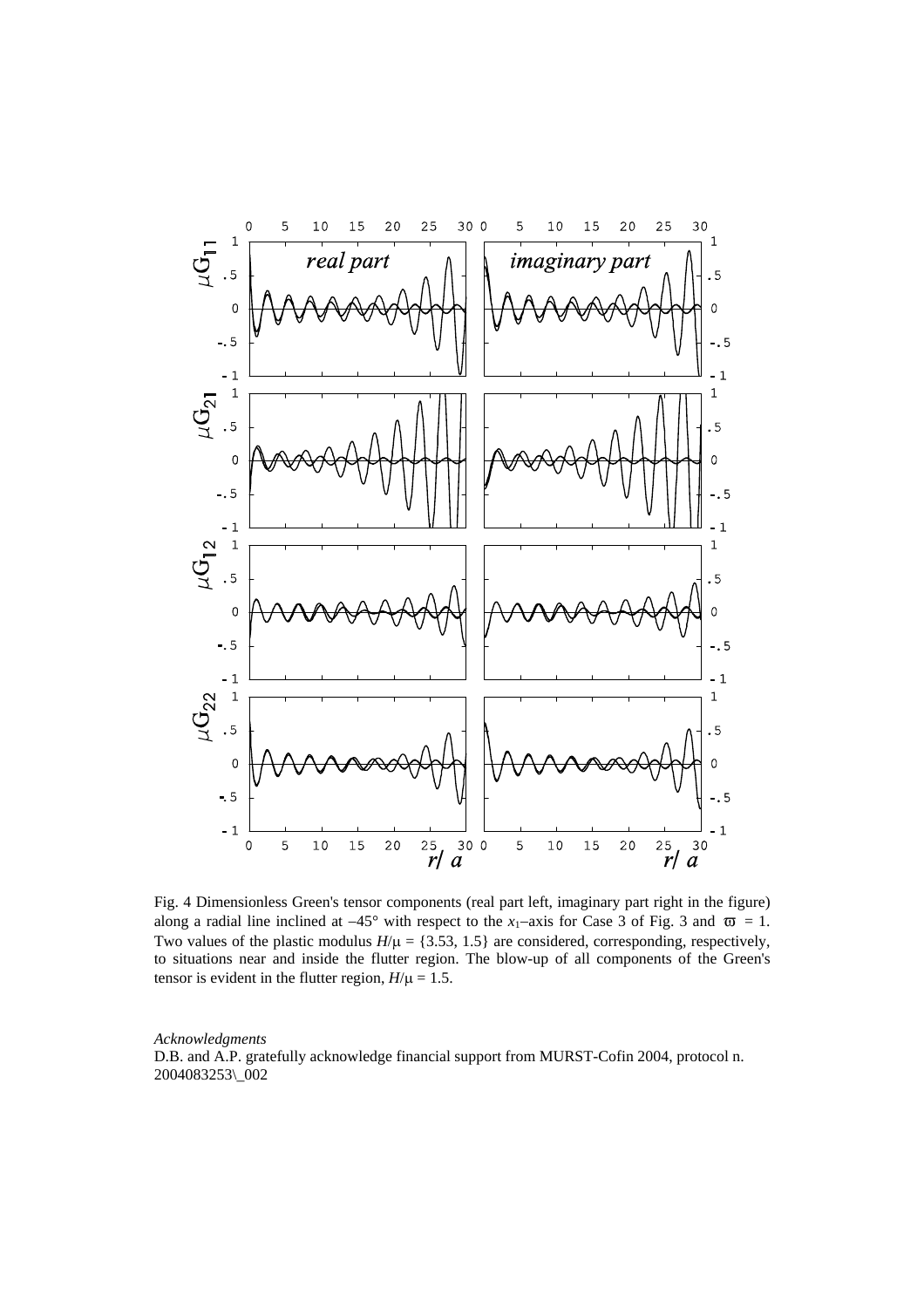real part

imaginary part

$\mu G_{11}$

$\mu G_{21}$

$\mu G_{12}$

$\mu G_{22}$

0 5 10 15 20 25 30

$r/a$

Fig. 4 Dimensionless Green's tensor components (real part left, imaginary part right in the figure) along a radial line inclined at $-45°$ with respect to the $x_1$–axis for Case 3 of Fig. 3 and $\varpi = 1$. Two values of the plastic modulus $H/\mu = \{3.53, 1.5\}$ are considered, corresponding, respectively, to situations near and inside the flutter region. The blow-up of all components of the Green's tensor is evident in the flutter region, $H/\mu = 1.5$.

*Acknowledgments*

D.B. and A.P. gratefully acknowledge financial support from MURST-Cofin 2004, protocol n. 2004083253\_002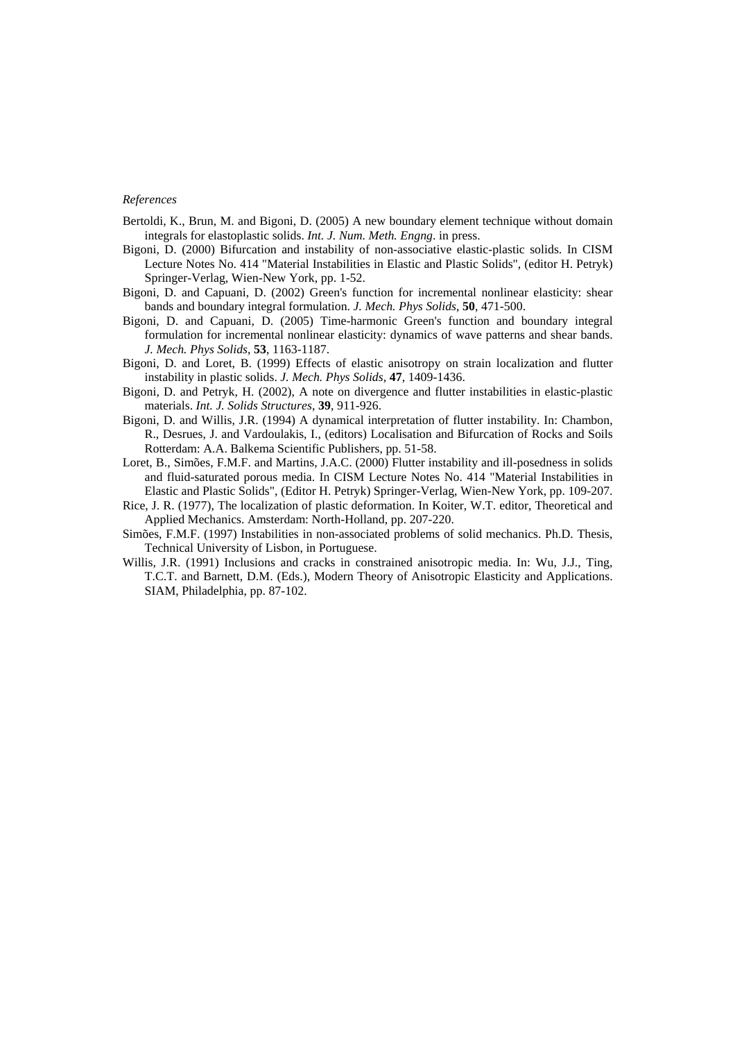*References*

Bertoldi, K., Brun, M. and Bigoni, D. (2005) A new boundary element technique without domain integrals for elastoplastic solids. *Int. J. Num. Meth. Engng*. in press.

Bigoni, D. (2000) Bifurcation and instability of non-associative elastic-plastic solids. In CISM Lecture Notes No. 414 "Material Instabilities in Elastic and Plastic Solids", (editor H. Petryk) Springer-Verlag, Wien-New York, pp. 1-52.

Bigoni, D. and Capuani, D. (2002) Green's function for incremental nonlinear elasticity: shear bands and boundary integral formulation. *J. Mech. Phys Solids*, **50**, 471-500.

Bigoni, D. and Capuani, D. (2005) Time-harmonic Green's function and boundary integral formulation for incremental nonlinear elasticity: dynamics of wave patterns and shear bands. *J. Mech. Phys Solids*, **53**, 1163-1187.

Bigoni, D. and Loret, B. (1999) Effects of elastic anisotropy on strain localization and flutter instability in plastic solids. *J. Mech. Phys Solids*, **47**, 1409-1436.

Bigoni, D. and Petryk, H. (2002), A note on divergence and flutter instabilities in elastic-plastic materials. *Int. J. Solids Structures*, **39**, 911-926.

Bigoni, D. and Willis, J.R. (1994) A dynamical interpretation of flutter instability. In: Chambon, R., Desrues, J. and Vardoulakis, I., (editors) Localisation and Bifurcation of Rocks and Soils Rotterdam: A.A. Balkema Scientific Publishers, pp. 51-58.

Loret, B., Simões, F.M.F. and Martins, J.A.C. (2000) Flutter instability and ill-posedness in solids and fluid-saturated porous media. In CISM Lecture Notes No. 414 "Material Instabilities in Elastic and Plastic Solids", (Editor H. Petryk) Springer-Verlag, Wien-New York, pp. 109-207.

Rice, J. R. (1977), The localization of plastic deformation. In Koiter, W.T. editor, Theoretical and Applied Mechanics. Amsterdam: North-Holland, pp. 207-220.

Simões, F.M.F. (1997) Instabilities in non-associated problems of solid mechanics. Ph.D. Thesis, Technical University of Lisbon, in Portuguese.

Willis, J.R. (1991) Inclusions and cracks in constrained anisotropic media. In: Wu, J.J., Ting, T.C.T. and Barnett, D.M. (Eds.), Modern Theory of Anisotropic Elasticity and Applications. SIAM, Philadelphia, pp. 87-102.